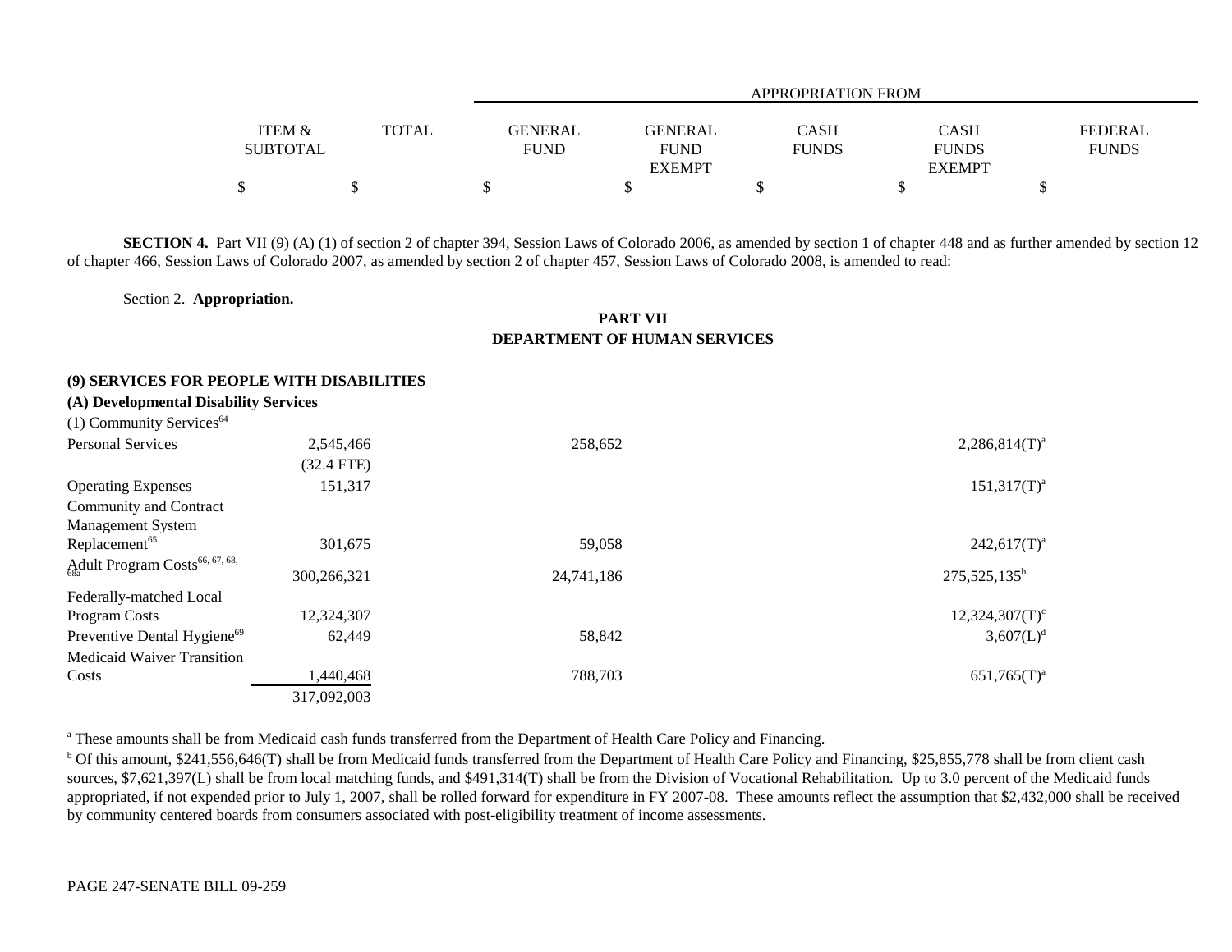**SECTION 4.** Part VII (9) (A) (1) of section 2 of chapter 394, Session Laws of Colorado 2006, as amended by section 1 of chapter 448 and as further amended by section 12 of chapter 466, Session Laws of Colorado 2007, as amended by section 2 of chapter 457, Session Laws of Colorado 2008, is amended to read:

Section 2. **Appropriation.**

## PART VII
## DEPARTMENT OF HUMAN SERVICES

| | ITEM & SUBTOTAL | TOTAL | GENERAL FUND | GENERAL FUND EXEMPT | CASH FUNDS | CASH FUNDS EXEMPT | FEDERAL FUNDS |
|---|---|---|---|---|---|---|---|
| | | | APPROPRIATION FROM | | | | |
| | $ | $ | $ | $ | $ | $ | $ |
| **(9) SERVICES FOR PEOPLE WITH DISABILITIES** | | | | | | | |
| **(A) Developmental Disability Services** | | | | | | | |
| (1) Community Services[64] | | | | | | | |
| Personal Services | 2,545,466 (32.4 FTE) | | 258,652 | | | 2,286,814(T)[a] | |
| Operating Expenses | 151,317 | | | | | 151,317(T)[a] | |
| Community and Contract Management System Replacement[65] | 301,675 | | 59,058 | | | 242,617(T)[a] | |
| Adult Program Costs[66, 67, 68, 68a] | 300,266,321 | | 24,741,186 | | | 275,525,135[b] | |
| Federally-matched Local Program Costs | 12,324,307 | | | | | 12,324,307(T)[c] | |
| Preventive Dental Hygiene[69] | 62,449 | | 58,842 | | | 3,607(L)[d] | |
| Medicaid Waiver Transition Costs | 1,440,468 | | 788,703 | | | 651,765(T)[a] | |
| | 317,092,003 | | | | | | |

[a] These amounts shall be from Medicaid cash funds transferred from the Department of Health Care Policy and Financing.

[b] Of this amount, $241,556,646(T) shall be from Medicaid funds transferred from the Department of Health Care Policy and Financing, $25,855,778 shall be from client cash sources, $7,621,397(L) shall be from local matching funds, and $491,314(T) shall be from the Division of Vocational Rehabilitation. Up to 3.0 percent of the Medicaid funds appropriated, if not expended prior to July 1, 2007, shall be rolled forward for expenditure in FY 2007-08. These amounts reflect the assumption that $2,432,000 shall be received by community centered boards from consumers associated with post-eligibility treatment of income assessments.

PAGE 247-SENATE BILL 09-259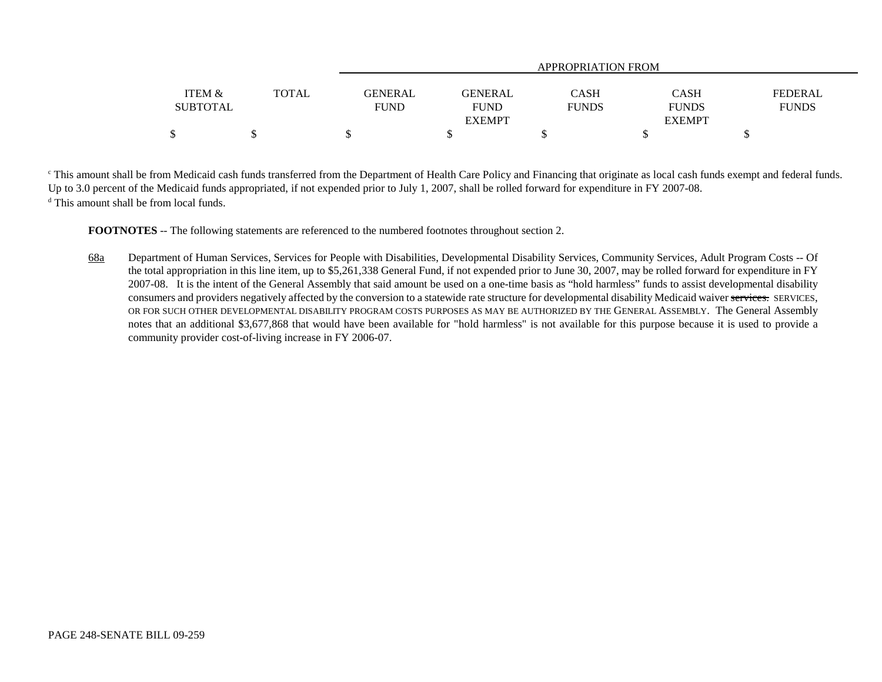| | | | APPROPRIATION FROM | | | | |
|---|---|---|---|---|---|---|---|
| ITEM & SUBTOTAL | TOTAL | GENERAL FUND | GENERAL FUND EXEMPT | CASH FUNDS | CASH FUNDS EXEMPT | FEDERAL FUNDS |
| $ | $ | $ | $ | $ | $ | $ |

[c] This amount shall be from Medicaid cash funds transferred from the Department of Health Care Policy and Financing that originate as local cash funds exempt and federal funds. Up to 3.0 percent of the Medicaid funds appropriated, if not expended prior to July 1, 2007, shall be rolled forward for expenditure in FY 2007-08.

[d] This amount shall be from local funds.

**FOOTNOTES** -- The following statements are referenced to the numbered footnotes throughout section 2.

68a Department of Human Services, Services for People with Disabilities, Developmental Disability Services, Community Services, Adult Program Costs -- Of the total appropriation in this line item, up to $5,261,338 General Fund, if not expended prior to June 30, 2007, may be rolled forward for expenditure in FY 2007-08. It is the intent of the General Assembly that said amount be used on a one-time basis as "hold harmless" funds to assist developmental disability consumers and providers negatively affected by the conversion to a statewide rate structure for developmental disability Medicaid waiver ~~services.~~ SERVICES, OR FOR SUCH OTHER DEVELOPMENTAL DISABILITY PROGRAM COSTS PURPOSES AS MAY BE AUTHORIZED BY THE GENERAL ASSEMBLY. The General Assembly notes that an additional $3,677,868 that would have been available for "hold harmless" is not available for this purpose because it is used to provide a community provider cost-of-living increase in FY 2006-07.